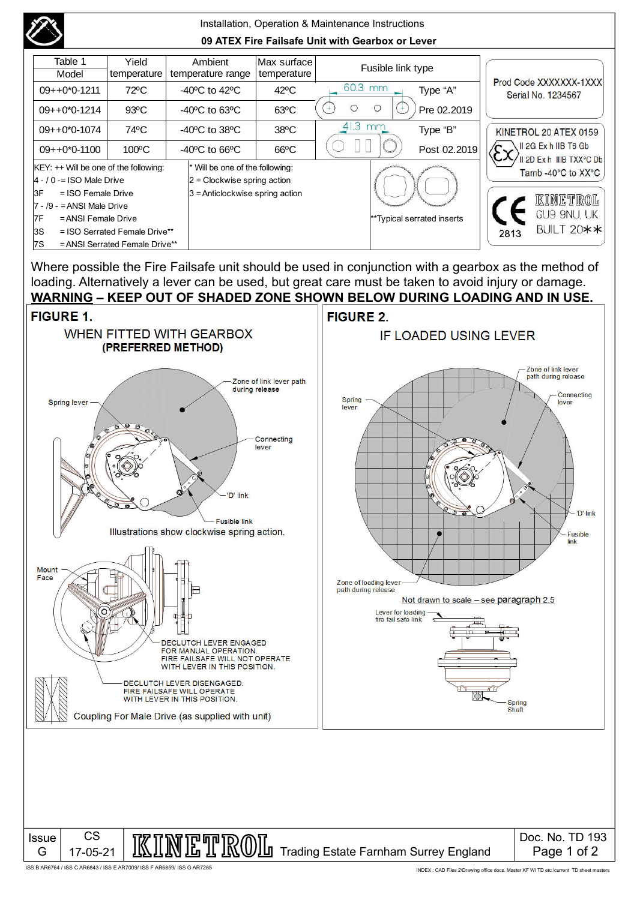Installation, Operation & Maintenance Instructions

**09 ATEX Fire Failsafe Unit with Gearbox or Lever**

| Table 1 Model | Yield temperature | Ambient temperature range | Max surface temperature | Fusible link type | |
|---|---|---|---|---|---|
| 09++0*0-1211 | 72ºC | -40ºC to 42ºC | 42ºC | 60.3 mm | Type "A" |
| 09++0*0-1214 | 93ºC | -40ºC to 63ºC | 63ºC | | Pre 02.2019 |
| 09++0*0-1074 | 74ºC | -40ºC to 38ºC | 38ºC | 41.3 mm | Type "B" |
| 09++0*0-1100 | 100ºC | -40ºC to 66ºC | 66ºC | | Post 02.2019 |

KEY: ++ Will be one of the following:
- 4 - / 0 -= ISO Male Drive
- 3F = ISO Female Drive
- 7 - /9 - = ANSI Male Drive
- 7F = ANSI Female Drive
- 3S = ISO Serrated Female Drive**
- 7S = ANSI Serrated Female Drive**

* Will be one of the following:
- 2 = Clockwise spring action
- 3 = Anticlockwise spring action

**Typical serrated inserts

Prod Code XXXXXXX-1XXX
Serial No. 1234567

KINETROL 20 ATEX 0159
II 2G Ex h IIB T6 Gb
II 2D Ex h IIIB TXX°C Db
Tamb -40°C to XX°C

CE 2813 KINETROL GU9 9NU, UK BUILT 20**

Where possible the Fire Failsafe unit should be used in conjunction with a gearbox as the method of loading. Alternatively a lever can be used, but great care must be taken to avoid injury or damage.

**WARNING – KEEP OUT OF SHADED ZONE SHOWN BELOW DURING LOADING AND IN USE.**

**FIGURE 1.**

WHEN FITTED WITH GEARBOX
**(PREFERRED METHOD)**

Spring lever — Zone of link lever path during release — Connecting lever — 'D' link — Fusible link

Illustrations show clockwise spring action.

Mount Face

DECLUTCH LEVER ENGAGED FOR MANUAL OPERATION. FIRE FAILSAFE WILL NOT OPERATE WITH LEVER IN THIS POSITION.

DECLUTCH LEVER DISENGAGED. FIRE FAILSAFE WILL OPERATE WITH LEVER IN THIS POSITION.

Coupling For Male Drive (as supplied with unit)

**FIGURE 2.**

IF LOADED USING LEVER

Spring lever — Zone of link lever path during release — Connecting lever — 'D' link — Fusible link — Zone of loading lever path during release

Not drawn to scale – see paragraph 2.5

Lever for loading fire fail safe link — Spring Shaft

| Issue | CS | KINETROL Trading Estate Farnham Surrey England | Doc. No. TD 193 |
|---|---|---|---|
| G | 17-05-21 | | |

ISS B AR6764 / ISS C AR6843 / ISS E AR7009/ ISS F AR6859/ ISS G AR7285

INDEX : CAD Files 2\Drawing office docs. Master KF WI TD etc.\current TD sheet masters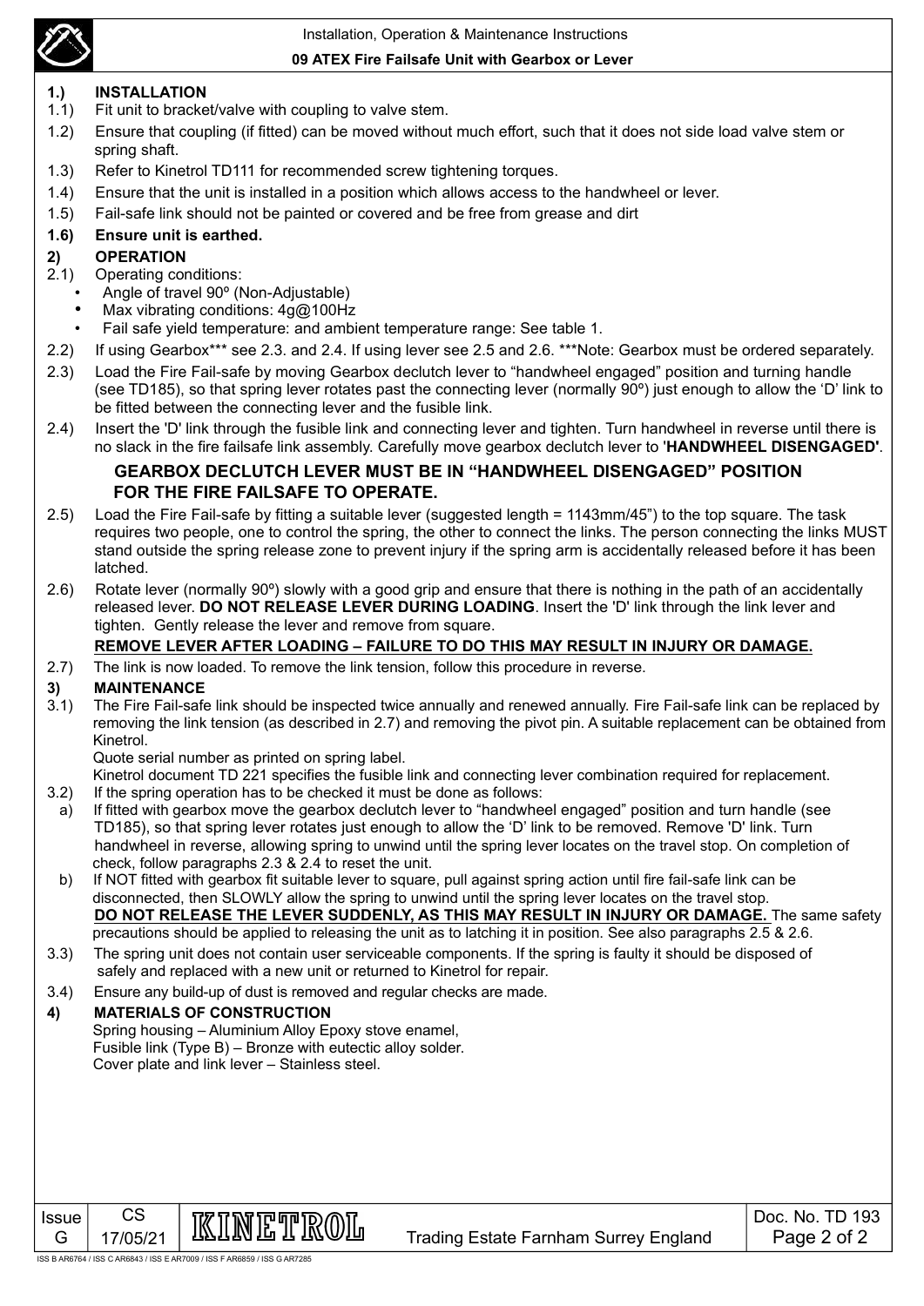## 1.) INSTALLATION

1.1) Fit unit to bracket/valve with coupling to valve stem.

1.2) Ensure that coupling (if fitted) can be moved without much effort, such that it does not side load valve stem or spring shaft.

1.3) Refer to Kinetrol TD111 for recommended screw tightening torques.

1.4) Ensure that the unit is installed in a position which allows access to the handwheel or lever.

1.5) Fail-safe link should not be painted or covered and be free from grease and dirt

**1.6) Ensure unit is earthed.**

## 2) OPERATION

2.1) Operating conditions:

- Angle of travel 90º (Non-Adjustable)
- Max vibrating conditions: 4g@100Hz
- Fail safe yield temperature: and ambient temperature range: See table 1.

2.2) If using Gearbox*** see 2.3. and 2.4. If using lever see 2.5 and 2.6. ***Note: Gearbox must be ordered separately.

2.3) Load the Fire Fail-safe by moving Gearbox declutch lever to “handwheel engaged” position and turning handle (see TD185), so that spring lever rotates past the connecting lever (normally 90º) just enough to allow the ‘D’ link to be fitted between the connecting lever and the fusible link.

2.4) Insert the 'D' link through the fusible link and connecting lever and tighten. Turn handwheel in reverse until there is no slack in the fire failsafe link assembly. Carefully move gearbox declutch lever to '**HANDWHEEL DISENGAGED'**.

**GEARBOX DECLUTCH LEVER MUST BE IN “HANDWHEEL DISENGAGED” POSITION FOR THE FIRE FAILSAFE TO OPERATE.**

2.5) Load the Fire Fail-safe by fitting a suitable lever (suggested length = 1143mm/45”) to the top square. The task requires two people, one to control the spring, the other to connect the links. The person connecting the links MUST stand outside the spring release zone to prevent injury if the spring arm is accidentally released before it has been latched.

2.6) Rotate lever (normally 90º) slowly with a good grip and ensure that there is nothing in the path of an accidentally released lever. **DO NOT RELEASE LEVER DURING LOADING**. Insert the 'D' link through the link lever and tighten. Gently release the lever and remove from square.

**REMOVE LEVER AFTER LOADING – FAILURE TO DO THIS MAY RESULT IN INJURY OR DAMAGE.**

2.7) The link is now loaded. To remove the link tension, follow this procedure in reverse.

## 3) MAINTENANCE

3.1) The Fire Fail-safe link should be inspected twice annually and renewed annually. Fire Fail-safe link can be replaced by removing the link tension (as described in 2.7) and removing the pivot pin. A suitable replacement can be obtained from Kinetrol.
Quote serial number as printed on spring label.
Kinetrol document TD 221 specifies the fusible link and connecting lever combination required for replacement.

3.2) If the spring operation has to be checked it must be done as follows:

a) If fitted with gearbox move the gearbox declutch lever to “handwheel engaged” position and turn handle (see TD185), so that spring lever rotates just enough to allow the ‘D’ link to be removed. Remove 'D' link. Turn handwheel in reverse, allowing spring to unwind until the spring lever locates on the travel stop. On completion of check, follow paragraphs 2.3 & 2.4 to reset the unit.

b) If NOT fitted with gearbox fit suitable lever to square, pull against spring action until fire fail-safe link can be disconnected, then SLOWLY allow the spring to unwind until the spring lever locates on the travel stop. **DO NOT RELEASE THE LEVER SUDDENLY, AS THIS MAY RESULT IN INJURY OR DAMAGE.** The same safety precautions should be applied to releasing the unit as to latching it in position. See also paragraphs 2.5 & 2.6.

3.3) The spring unit does not contain user serviceable components. If the spring is faulty it should be disposed of safely and replaced with a new unit or returned to Kinetrol for repair.

3.4) Ensure any build-up of dust is removed and regular checks are made.

## 4) MATERIALS OF CONSTRUCTION

Spring housing – Aluminium Alloy Epoxy stove enamel,
Fusible link (Type B) – Bronze with eutectic alloy solder.
Cover plate and link lever – Stainless steel.